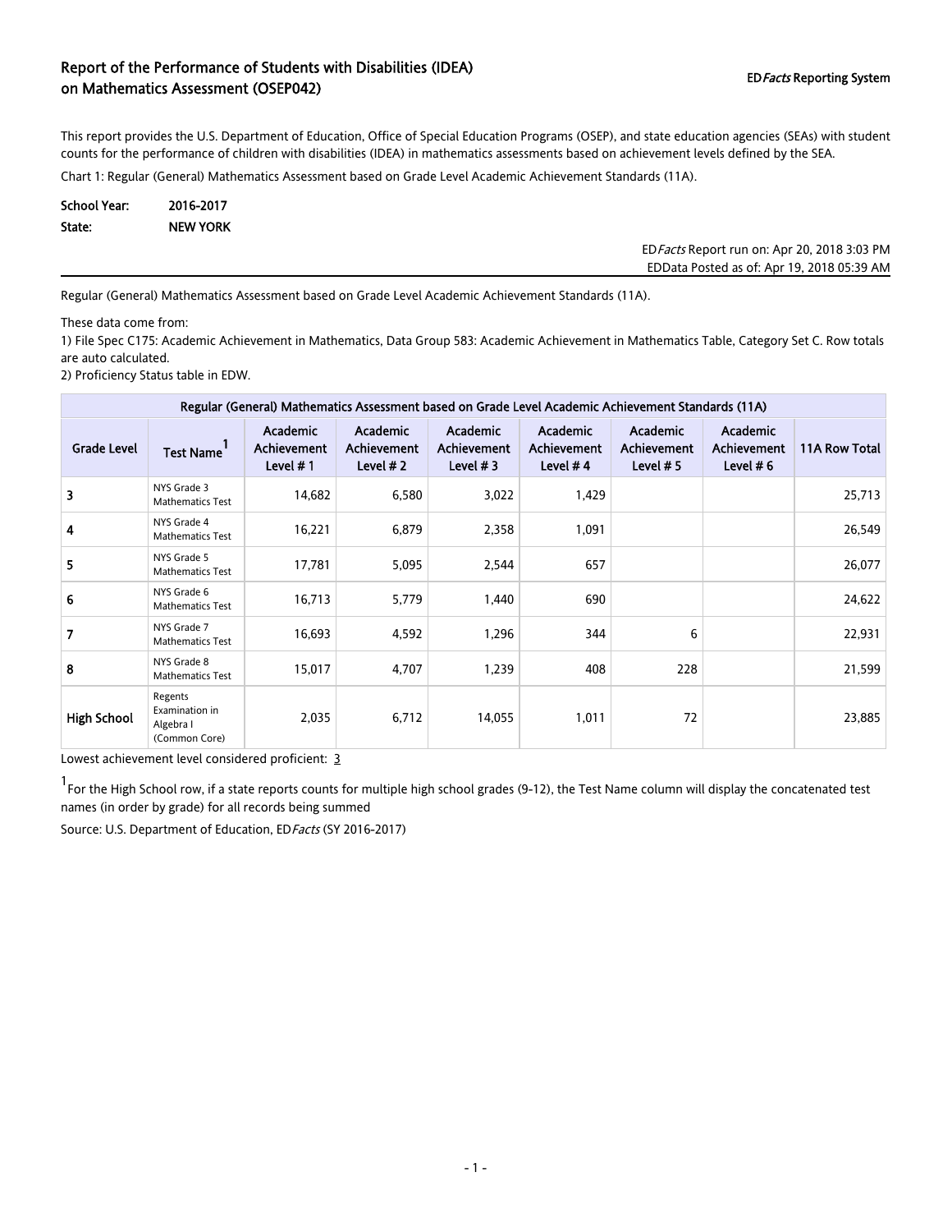# Report of the Performance of Students with Disabilities (IDEA) on Mathematics Assessment (OSEP042)

ED*Facts* Reporting System

This report provides the U.S. Department of Education, Office of Special Education Programs (OSEP), and state education agencies (SEAs) with student counts for the performance of children with disabilities (IDEA) in mathematics assessments based on achievement levels defined by the SEA.

Chart 1: Regular (General) Mathematics Assessment based on Grade Level Academic Achievement Standards (11A).

**School Year:** 2016-2017
**State:** NEW YORK

ED*Facts* Report run on: Apr 20, 2018 3:03 PM
EDData Posted as of: Apr 19, 2018 05:39 AM

Regular (General) Mathematics Assessment based on Grade Level Academic Achievement Standards (11A).

These data come from:
1) File Spec C175: Academic Achievement in Mathematics, Data Group 583: Academic Achievement in Mathematics Table, Category Set C. Row totals are auto calculated.
2) Proficiency Status table in EDW.

| Regular (General) Mathematics Assessment based on Grade Level Academic Achievement Standards (11A) | | | | | | | | |
|---|---|---|---|---|---|---|---|---|
| Grade Level | Test Name[1] | Academic Achievement Level # 1 | Academic Achievement Level # 2 | Academic Achievement Level # 3 | Academic Achievement Level # 4 | Academic Achievement Level # 5 | Academic Achievement Level # 6 | 11A Row Total |
| 3 | NYS Grade 3 Mathematics Test | 14,682 | 6,580 | 3,022 | 1,429 | | | 25,713 |
| 4 | NYS Grade 4 Mathematics Test | 16,221 | 6,879 | 2,358 | 1,091 | | | 26,549 |
| 5 | NYS Grade 5 Mathematics Test | 17,781 | 5,095 | 2,544 | 657 | | | 26,077 |
| 6 | NYS Grade 6 Mathematics Test | 16,713 | 5,779 | 1,440 | 690 | | | 24,622 |
| 7 | NYS Grade 7 Mathematics Test | 16,693 | 4,592 | 1,296 | 344 | 6 | | 22,931 |
| 8 | NYS Grade 8 Mathematics Test | 15,017 | 4,707 | 1,239 | 408 | 228 | | 21,599 |
| High School | Regents Examination in Algebra I (Common Core) | 2,035 | 6,712 | 14,055 | 1,011 | 72 | | 23,885 |

Lowest achievement level considered proficient: 3

[1] For the High School row, if a state reports counts for multiple high school grades (9-12), the Test Name column will display the concatenated test names (in order by grade) for all records being summed

Source: U.S. Department of Education, ED*Facts* (SY 2016-2017)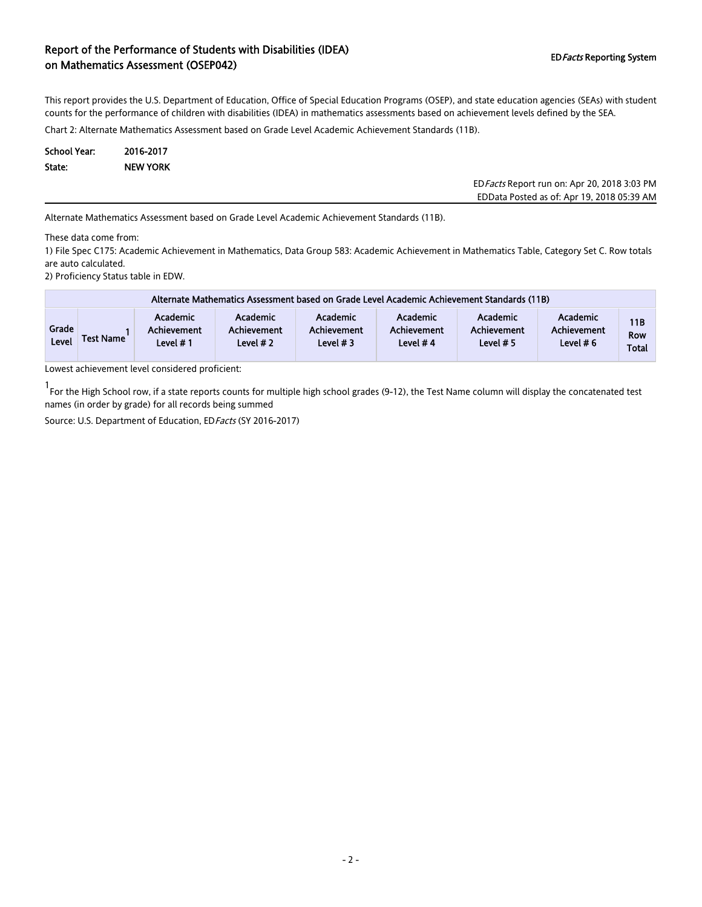## Report of the Performance of Students with Disabilities (IDEA) on Mathematics Assessment (OSEP042)

ED*Facts* Reporting System

This report provides the U.S. Department of Education, Office of Special Education Programs (OSEP), and state education agencies (SEAs) with student counts for the performance of children with disabilities (IDEA) in mathematics assessments based on achievement levels defined by the SEA.

Chart 2: Alternate Mathematics Assessment based on Grade Level Academic Achievement Standards (11B).

**School Year:** 2016-2017

**State:** NEW YORK

ED*Facts* Report run on: Apr 20, 2018 3:03 PM
EDData Posted as of: Apr 19, 2018 05:39 AM

---

Alternate Mathematics Assessment based on Grade Level Academic Achievement Standards (11B).

These data come from:

1) File Spec C175: Academic Achievement in Mathematics, Data Group 583: Academic Achievement in Mathematics Table, Category Set C. Row totals are auto calculated.
2) Proficiency Status table in EDW.

| Alternate Mathematics Assessment based on Grade Level Academic Achievement Standards (11B) | | | | | | | | |
|---|---|---|---|---|---|---|---|---|
| Grade Level | Test Name[1] | Academic Achievement Level # 1 | Academic Achievement Level # 2 | Academic Achievement Level # 3 | Academic Achievement Level # 4 | Academic Achievement Level # 5 | Academic Achievement Level # 6 | 11B Row Total |

Lowest achievement level considered proficient:

[1] For the High School row, if a state reports counts for multiple high school grades (9-12), the Test Name column will display the concatenated test names (in order by grade) for all records being summed

Source: U.S. Department of Education, ED*Facts* (SY 2016-2017)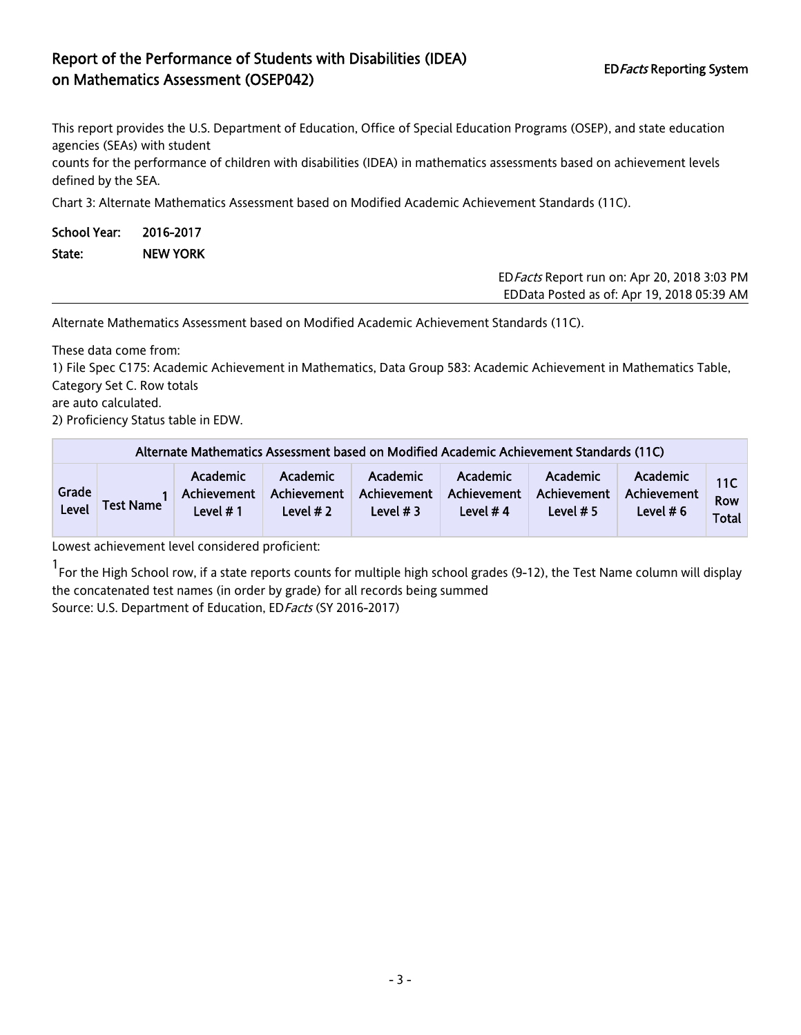# Report of the Performance of Students with Disabilities (IDEA) on Mathematics Assessment (OSEP042)

ED*Facts* Reporting System

This report provides the U.S. Department of Education, Office of Special Education Programs (OSEP), and state education agencies (SEAs) with student
counts for the performance of children with disabilities (IDEA) in mathematics assessments based on achievement levels defined by the SEA.

Chart 3: Alternate Mathematics Assessment based on Modified Academic Achievement Standards (11C).

**School Year:** 2016-2017

**State:** NEW YORK

ED*Facts* Report run on: Apr 20, 2018 3:03 PM
EDData Posted as of: Apr 19, 2018 05:39 AM

Alternate Mathematics Assessment based on Modified Academic Achievement Standards (11C).

These data come from:
1) File Spec C175: Academic Achievement in Mathematics, Data Group 583: Academic Achievement in Mathematics Table, Category Set C. Row totals
are auto calculated.
2) Proficiency Status table in EDW.

| Alternate Mathematics Assessment based on Modified Academic Achievement Standards (11C) | | | | | | | | |
|---|---|---|---|---|---|---|---|---|
| Grade Level | Test Name[1] | Academic Achievement Level # 1 | Academic Achievement Level # 2 | Academic Achievement Level # 3 | Academic Achievement Level # 4 | Academic Achievement Level # 5 | Academic Achievement Level # 6 | 11C Row Total |

Lowest achievement level considered proficient:

[1] For the High School row, if a state reports counts for multiple high school grades (9-12), the Test Name column will display the concatenated test names (in order by grade) for all records being summed

Source: U.S. Department of Education, ED*Facts* (SY 2016-2017)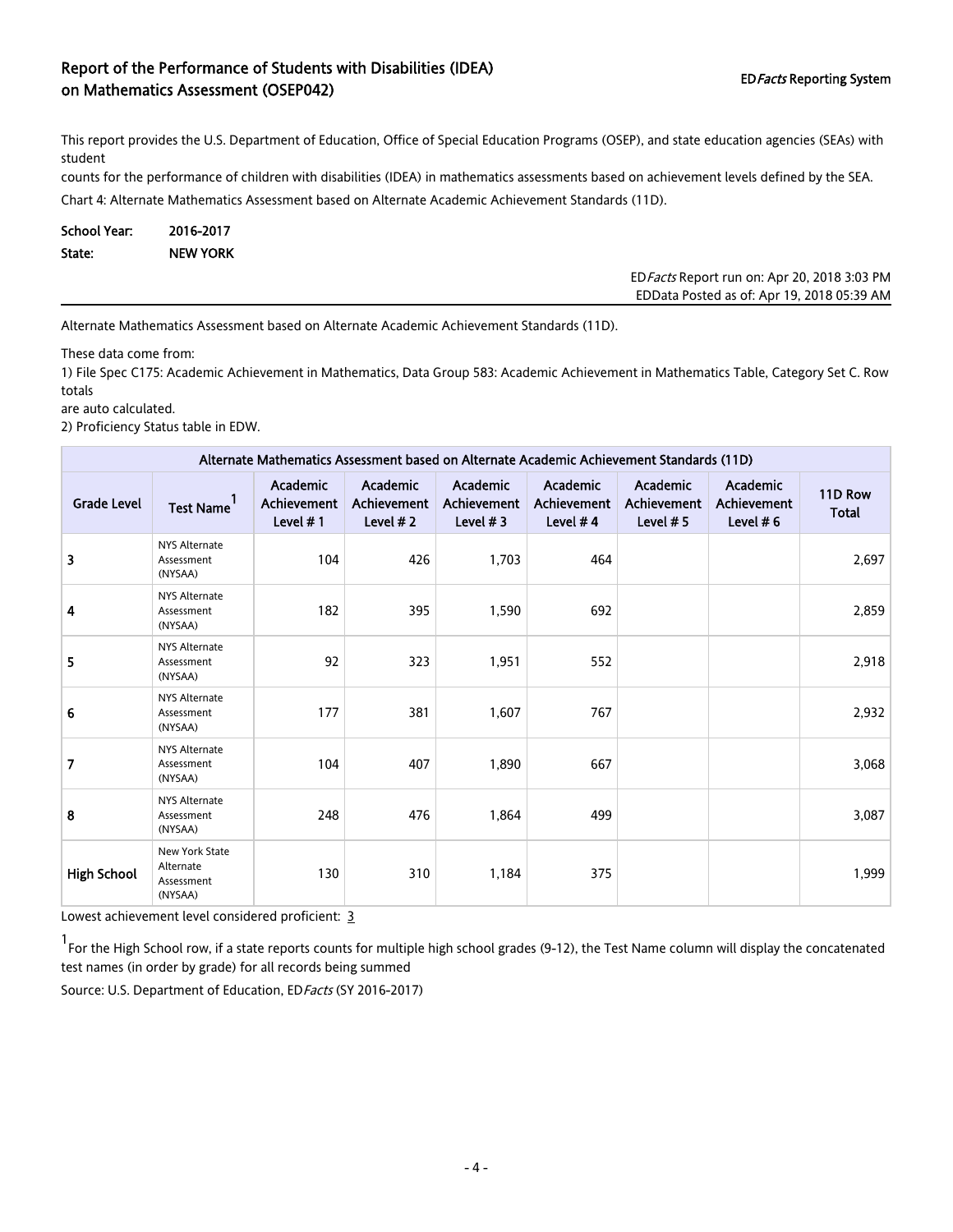# Report of the Performance of Students with Disabilities (IDEA) on Mathematics Assessment (OSEP042)

EDFacts Reporting System

This report provides the U.S. Department of Education, Office of Special Education Programs (OSEP), and state education agencies (SEAs) with student

counts for the performance of children with disabilities (IDEA) in mathematics assessments based on achievement levels defined by the SEA.

Chart 4: Alternate Mathematics Assessment based on Alternate Academic Achievement Standards (11D).

**School Year:** 2016-2017

**State:** NEW YORK

EDFacts Report run on: Apr 20, 2018 3:03 PM
EDData Posted as of: Apr 19, 2018 05:39 AM

Alternate Mathematics Assessment based on Alternate Academic Achievement Standards (11D).

These data come from:

1) File Spec C175: Academic Achievement in Mathematics, Data Group 583: Academic Achievement in Mathematics Table, Category Set C. Row totals are auto calculated.
2) Proficiency Status table in EDW.

| Alternate Mathematics Assessment based on Alternate Academic Achievement Standards (11D) | | | | | | | | |
|---|---|---|---|---|---|---|---|---|
| Grade Level | Test Name[1] | Academic Achievement Level # 1 | Academic Achievement Level # 2 | Academic Achievement Level # 3 | Academic Achievement Level # 4 | Academic Achievement Level # 5 | Academic Achievement Level # 6 | 11D Row Total |
| 3 | NYS Alternate Assessment (NYSAA) | 104 | 426 | 1,703 | 464 | | | 2,697 |
| 4 | NYS Alternate Assessment (NYSAA) | 182 | 395 | 1,590 | 692 | | | 2,859 |
| 5 | NYS Alternate Assessment (NYSAA) | 92 | 323 | 1,951 | 552 | | | 2,918 |
| 6 | NYS Alternate Assessment (NYSAA) | 177 | 381 | 1,607 | 767 | | | 2,932 |
| 7 | NYS Alternate Assessment (NYSAA) | 104 | 407 | 1,890 | 667 | | | 3,068 |
| 8 | NYS Alternate Assessment (NYSAA) | 248 | 476 | 1,864 | 499 | | | 3,087 |
| High School | New York State Alternate Assessment (NYSAA) | 130 | 310 | 1,184 | 375 | | | 1,999 |

Lowest achievement level considered proficient: 3

[1] For the High School row, if a state reports counts for multiple high school grades (9-12), the Test Name column will display the concatenated test names (in order by grade) for all records being summed

Source: U.S. Department of Education, EDFacts (SY 2016-2017)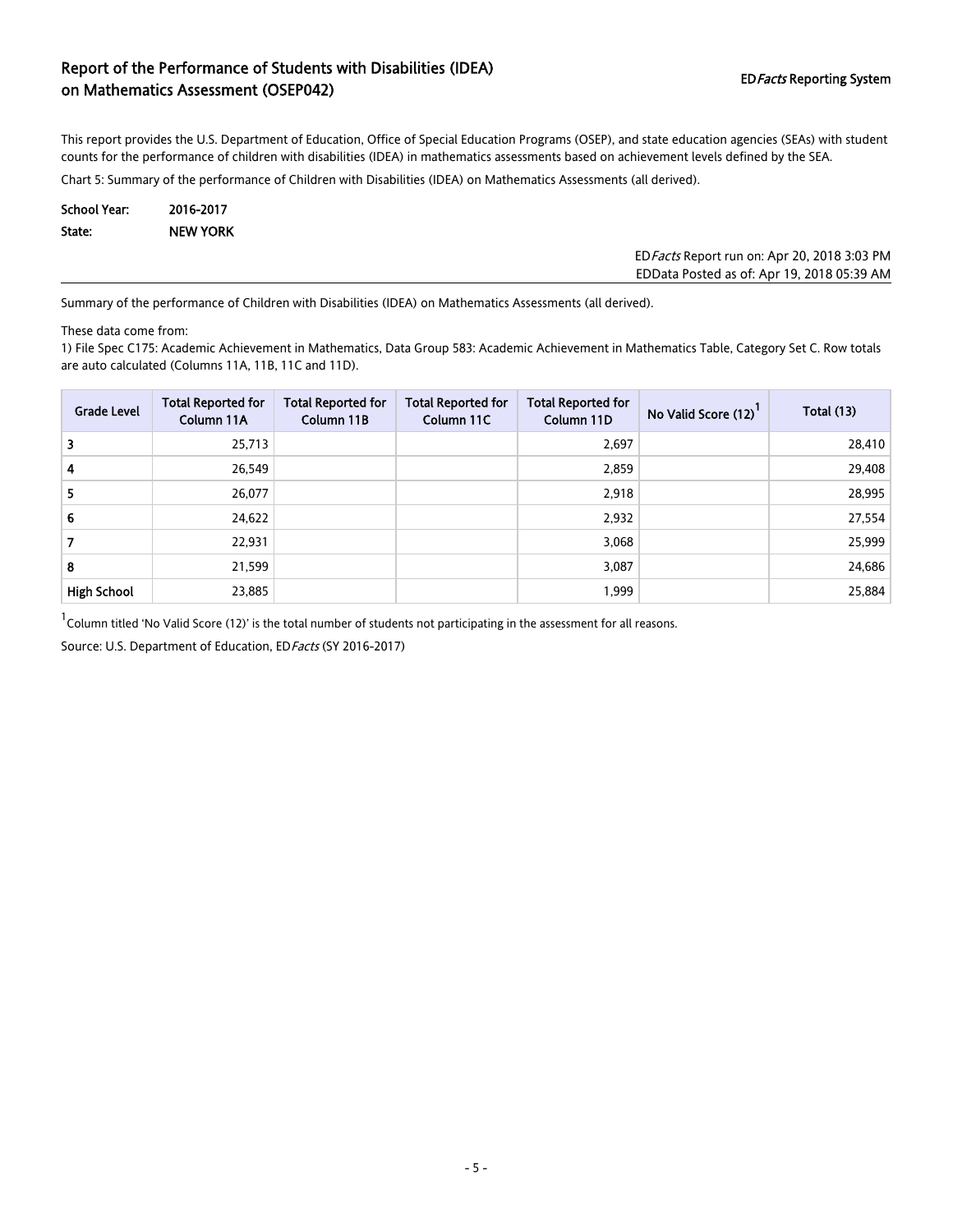# Report of the Performance of Students with Disabilities (IDEA) on Mathematics Assessment (OSEP042)

ED*Facts* Reporting System

This report provides the U.S. Department of Education, Office of Special Education Programs (OSEP), and state education agencies (SEAs) with student counts for the performance of children with disabilities (IDEA) in mathematics assessments based on achievement levels defined by the SEA.

Chart 5: Summary of the performance of Children with Disabilities (IDEA) on Mathematics Assessments (all derived).

**School Year:** 2016-2017

**State:** NEW YORK

ED*Facts* Report run on: Apr 20, 2018 3:03 PM
EDData Posted as of: Apr 19, 2018 05:39 AM

Summary of the performance of Children with Disabilities (IDEA) on Mathematics Assessments (all derived).

These data come from:
1) File Spec C175: Academic Achievement in Mathematics, Data Group 583: Academic Achievement in Mathematics Table, Category Set C. Row totals are auto calculated (Columns 11A, 11B, 11C and 11D).

| Grade Level | Total Reported for Column 11A | Total Reported for Column 11B | Total Reported for Column 11C | Total Reported for Column 11D | No Valid Score (12)[1] | Total (13) |
|---|---|---|---|---|---|---|
| 3 | 25,713 | | | 2,697 | | 28,410 |
| 4 | 26,549 | | | 2,859 | | 29,408 |
| 5 | 26,077 | | | 2,918 | | 28,995 |
| 6 | 24,622 | | | 2,932 | | 27,554 |
| 7 | 22,931 | | | 3,068 | | 25,999 |
| 8 | 21,599 | | | 3,087 | | 24,686 |
| High School | 23,885 | | | 1,999 | | 25,884 |

[1] Column titled 'No Valid Score (12)' is the total number of students not participating in the assessment for all reasons.

Source: U.S. Department of Education, ED*Facts* (SY 2016-2017)